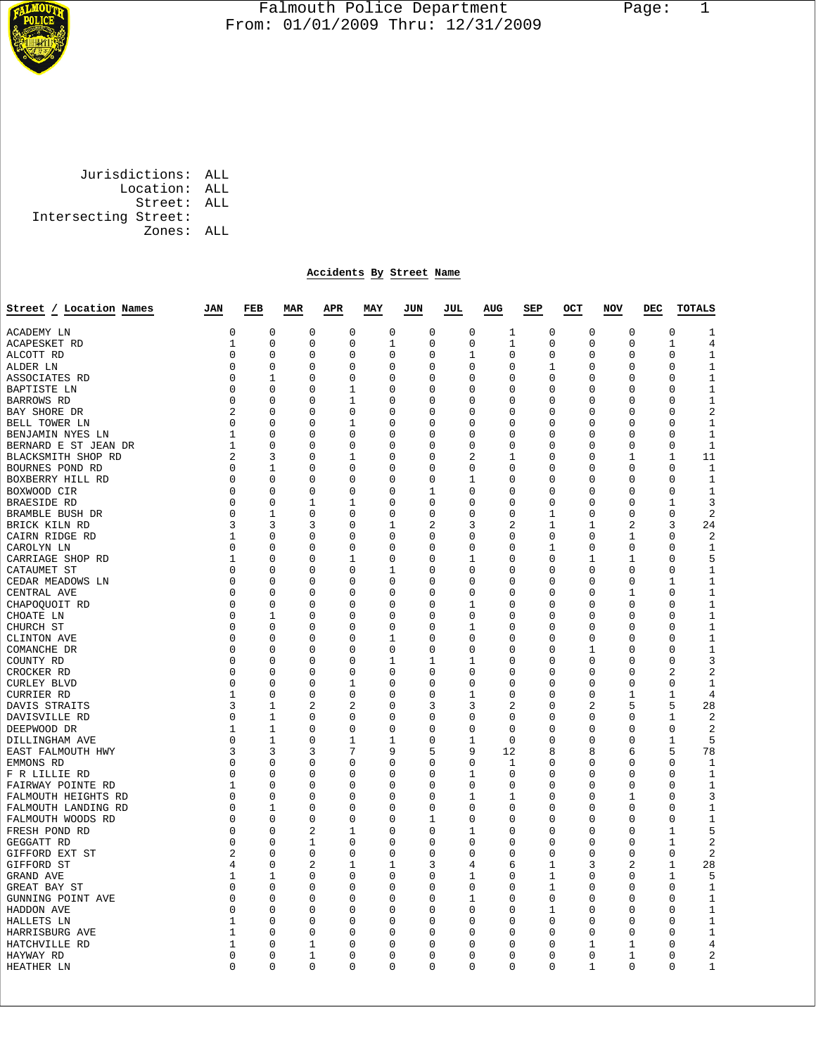Falmouth Police Department
From: 01/01/2009 Thru: 12/31/2009

Jurisdictions: ALL
Location: ALL
Street: ALL
Intersecting Street:
Zones: ALL

## Accidents By Street Name

| Street / Location Names | JAN | FEB | MAR | APR | MAY | JUN | JUL | AUG | SEP | OCT | NOV | DEC | TOTALS |
|---|---|---|---|---|---|---|---|---|---|---|---|---|---|
| ACADEMY LN | 0 | 0 | 0 | 0 | 0 | 0 | 0 | 1 | 0 | 0 | 0 | 0 | 1 |
| ACAPESKET RD | 1 | 0 | 0 | 0 | 1 | 0 | 0 | 1 | 0 | 0 | 0 | 1 | 4 |
| ALCOTT RD | 0 | 0 | 0 | 0 | 0 | 0 | 1 | 0 | 0 | 0 | 0 | 0 | 1 |
| ALDER LN | 0 | 0 | 0 | 0 | 0 | 0 | 0 | 0 | 1 | 0 | 0 | 0 | 1 |
| ASSOCIATES RD | 0 | 1 | 0 | 0 | 0 | 0 | 0 | 0 | 0 | 0 | 0 | 0 | 1 |
| BAPTISTE LN | 0 | 0 | 0 | 1 | 0 | 0 | 0 | 0 | 0 | 0 | 0 | 0 | 1 |
| BARROWS RD | 0 | 0 | 0 | 1 | 0 | 0 | 0 | 0 | 0 | 0 | 0 | 0 | 1 |
| BAY SHORE DR | 2 | 0 | 0 | 0 | 0 | 0 | 0 | 0 | 0 | 0 | 0 | 0 | 2 |
| BELL TOWER LN | 0 | 0 | 0 | 1 | 0 | 0 | 0 | 0 | 0 | 0 | 0 | 0 | 1 |
| BENJAMIN NYES LN | 1 | 0 | 0 | 0 | 0 | 0 | 0 | 0 | 0 | 0 | 0 | 0 | 1 |
| BERNARD E ST JEAN DR | 1 | 0 | 0 | 0 | 0 | 0 | 0 | 0 | 0 | 0 | 0 | 0 | 1 |
| BLACKSMITH SHOP RD | 2 | 3 | 0 | 1 | 0 | 0 | 2 | 1 | 0 | 0 | 1 | 1 | 11 |
| BOURNES POND RD | 0 | 1 | 0 | 0 | 0 | 0 | 0 | 0 | 0 | 0 | 0 | 0 | 1 |
| BOXBERRY HILL RD | 0 | 0 | 0 | 0 | 0 | 0 | 1 | 0 | 0 | 0 | 0 | 0 | 1 |
| BOXWOOD CIR | 0 | 0 | 0 | 0 | 0 | 1 | 0 | 0 | 0 | 0 | 0 | 0 | 1 |
| BRAESIDE RD | 0 | 0 | 1 | 1 | 0 | 0 | 0 | 0 | 0 | 0 | 0 | 1 | 3 |
| BRAMBLE BUSH DR | 0 | 1 | 0 | 0 | 0 | 0 | 0 | 0 | 1 | 0 | 0 | 0 | 2 |
| BRICK KILN RD | 3 | 3 | 3 | 0 | 1 | 2 | 3 | 2 | 1 | 1 | 2 | 3 | 24 |
| CAIRN RIDGE RD | 1 | 0 | 0 | 0 | 0 | 0 | 0 | 0 | 0 | 0 | 1 | 0 | 2 |
| CAROLYN LN | 0 | 0 | 0 | 0 | 0 | 0 | 0 | 0 | 1 | 0 | 0 | 0 | 1 |
| CARRIAGE SHOP RD | 1 | 0 | 0 | 1 | 0 | 0 | 1 | 0 | 0 | 1 | 1 | 0 | 5 |
| CATAUMET ST | 0 | 0 | 0 | 0 | 1 | 0 | 0 | 0 | 0 | 0 | 0 | 0 | 1 |
| CEDAR MEADOWS LN | 0 | 0 | 0 | 0 | 0 | 0 | 0 | 0 | 0 | 0 | 0 | 1 | 1 |
| CENTRAL AVE | 0 | 0 | 0 | 0 | 0 | 0 | 0 | 0 | 0 | 0 | 1 | 0 | 1 |
| CHAPOQUOIT RD | 0 | 0 | 0 | 0 | 0 | 0 | 1 | 0 | 0 | 0 | 0 | 0 | 1 |
| CHOATE LN | 0 | 1 | 0 | 0 | 0 | 0 | 0 | 0 | 0 | 0 | 0 | 0 | 1 |
| CHURCH ST | 0 | 0 | 0 | 0 | 0 | 0 | 1 | 0 | 0 | 0 | 0 | 0 | 1 |
| CLINTON AVE | 0 | 0 | 0 | 0 | 1 | 0 | 0 | 0 | 0 | 0 | 0 | 0 | 1 |
| COMANCHE DR | 0 | 0 | 0 | 0 | 0 | 0 | 0 | 0 | 0 | 1 | 0 | 0 | 1 |
| COUNTY RD | 0 | 0 | 0 | 0 | 1 | 1 | 1 | 0 | 0 | 0 | 0 | 0 | 3 |
| CROCKER RD | 0 | 0 | 0 | 0 | 0 | 0 | 0 | 0 | 0 | 0 | 0 | 2 | 2 |
| CURLEY BLVD | 0 | 0 | 0 | 1 | 0 | 0 | 0 | 0 | 0 | 0 | 0 | 0 | 1 |
| CURRIER RD | 1 | 0 | 0 | 0 | 0 | 0 | 1 | 0 | 0 | 0 | 1 | 1 | 4 |
| DAVIS STRAITS | 3 | 1 | 2 | 2 | 0 | 3 | 3 | 2 | 0 | 2 | 5 | 5 | 28 |
| DAVISVILLE RD | 0 | 1 | 0 | 0 | 0 | 0 | 0 | 0 | 0 | 0 | 0 | 1 | 2 |
| DEEPWOOD DR | 1 | 1 | 0 | 0 | 0 | 0 | 0 | 0 | 0 | 0 | 0 | 0 | 2 |
| DILLINGHAM AVE | 0 | 1 | 0 | 1 | 1 | 0 | 1 | 0 | 0 | 0 | 0 | 1 | 5 |
| EAST FALMOUTH HWY | 3 | 3 | 3 | 7 | 9 | 5 | 9 | 12 | 8 | 8 | 6 | 5 | 78 |
| EMMONS RD | 0 | 0 | 0 | 0 | 0 | 0 | 0 | 1 | 0 | 0 | 0 | 0 | 1 |
| F R LILLIE RD | 0 | 0 | 0 | 0 | 0 | 0 | 1 | 0 | 0 | 0 | 0 | 0 | 1 |
| FAIRWAY POINTE RD | 1 | 0 | 0 | 0 | 0 | 0 | 0 | 0 | 0 | 0 | 0 | 0 | 1 |
| FALMOUTH HEIGHTS RD | 0 | 0 | 0 | 0 | 0 | 0 | 1 | 1 | 0 | 0 | 1 | 0 | 3 |
| FALMOUTH LANDING RD | 0 | 1 | 0 | 0 | 0 | 0 | 0 | 0 | 0 | 0 | 0 | 0 | 1 |
| FALMOUTH WOODS RD | 0 | 0 | 0 | 0 | 0 | 1 | 0 | 0 | 0 | 0 | 0 | 0 | 1 |
| FRESH POND RD | 0 | 0 | 2 | 1 | 0 | 0 | 1 | 0 | 0 | 0 | 0 | 1 | 5 |
| GEGGATT RD | 0 | 0 | 1 | 0 | 0 | 0 | 0 | 0 | 0 | 0 | 0 | 1 | 2 |
| GIFFORD EXT ST | 2 | 0 | 0 | 0 | 0 | 0 | 0 | 0 | 0 | 0 | 0 | 0 | 2 |
| GIFFORD ST | 4 | 0 | 2 | 1 | 1 | 3 | 4 | 6 | 1 | 3 | 2 | 1 | 28 |
| GRAND AVE | 1 | 1 | 0 | 0 | 0 | 0 | 1 | 0 | 1 | 0 | 0 | 1 | 5 |
| GREAT BAY ST | 0 | 0 | 0 | 0 | 0 | 0 | 0 | 0 | 1 | 0 | 0 | 0 | 1 |
| GUNNING POINT AVE | 0 | 0 | 0 | 0 | 0 | 0 | 1 | 0 | 0 | 0 | 0 | 0 | 1 |
| HADDON AVE | 0 | 0 | 0 | 0 | 0 | 0 | 0 | 0 | 1 | 0 | 0 | 0 | 1 |
| HALLETS LN | 1 | 0 | 0 | 0 | 0 | 0 | 0 | 0 | 0 | 0 | 0 | 0 | 1 |
| HARRISBURG AVE | 1 | 0 | 0 | 0 | 0 | 0 | 0 | 0 | 0 | 0 | 0 | 0 | 1 |
| HATCHVILLE RD | 1 | 0 | 1 | 0 | 0 | 0 | 0 | 0 | 0 | 1 | 1 | 0 | 4 |
| HAYWAY RD | 0 | 0 | 1 | 0 | 0 | 0 | 0 | 0 | 0 | 0 | 1 | 0 | 2 |
| HEATHER LN | 0 | 0 | 0 | 0 | 0 | 0 | 0 | 0 | 0 | 1 | 0 | 0 | 1 |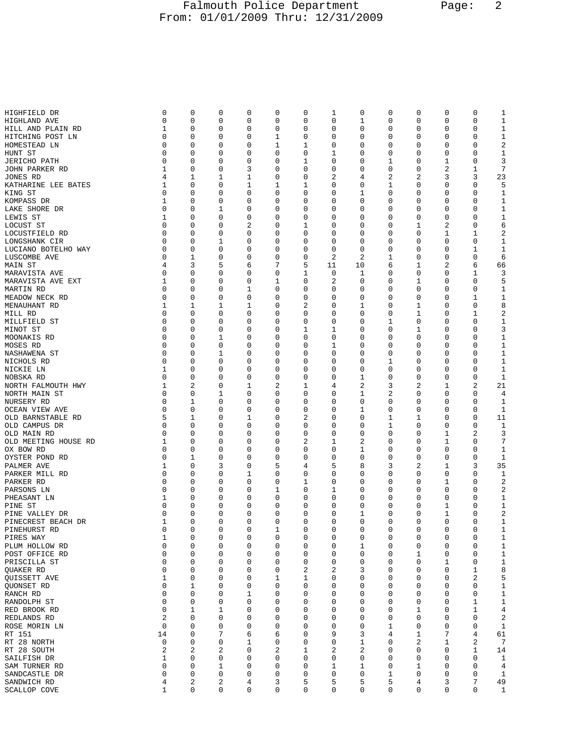| | | | | | | | | | | | | | |
|---|---|---|---|---|---|---|---|---|---|---|---|---|---|
| HIGHFIELD DR | 0 | 0 | 0 | 0 | 0 | 0 | 1 | 0 | 0 | 0 | 0 | 0 | 1 |
| HIGHLAND AVE | 0 | 0 | 0 | 0 | 0 | 0 | 0 | 1 | 0 | 0 | 0 | 0 | 1 |
| HILL AND PLAIN RD | 1 | 0 | 0 | 0 | 0 | 0 | 0 | 0 | 0 | 0 | 0 | 0 | 1 |
| HITCHING POST LN | 0 | 0 | 0 | 0 | 1 | 0 | 0 | 0 | 0 | 0 | 0 | 0 | 1 |
| HOMESTEAD LN | 0 | 0 | 0 | 0 | 1 | 1 | 0 | 0 | 0 | 0 | 0 | 0 | 2 |
| HUNT ST | 0 | 0 | 0 | 0 | 0 | 0 | 1 | 0 | 0 | 0 | 0 | 0 | 1 |
| JERICHO PATH | 0 | 0 | 0 | 0 | 0 | 1 | 0 | 0 | 1 | 0 | 1 | 0 | 3 |
| JOHN PARKER RD | 1 | 0 | 0 | 3 | 0 | 0 | 0 | 0 | 0 | 0 | 2 | 1 | 7 |
| JONES RD | 4 | 1 | 1 | 1 | 0 | 0 | 2 | 4 | 2 | 2 | 3 | 3 | 23 |
| KATHARINE LEE BATES | 1 | 0 | 0 | 1 | 1 | 1 | 0 | 0 | 1 | 0 | 0 | 0 | 5 |
| KING ST | 0 | 0 | 0 | 0 | 0 | 0 | 0 | 1 | 0 | 0 | 0 | 0 | 1 |
| KOMPASS DR | 1 | 0 | 0 | 0 | 0 | 0 | 0 | 0 | 0 | 0 | 0 | 0 | 1 |
| LAKE SHORE DR | 0 | 0 | 1 | 0 | 0 | 0 | 0 | 0 | 0 | 0 | 0 | 0 | 1 |
| LEWIS ST | 1 | 0 | 0 | 0 | 0 | 0 | 0 | 0 | 0 | 0 | 0 | 0 | 1 |
| LOCUST ST | 0 | 0 | 0 | 2 | 0 | 1 | 0 | 0 | 0 | 1 | 2 | 0 | 6 |
| LOCUSTFIELD RD | 0 | 0 | 0 | 0 | 0 | 0 | 0 | 0 | 0 | 0 | 1 | 1 | 2 |
| LONGSHANK CIR | 0 | 0 | 1 | 0 | 0 | 0 | 0 | 0 | 0 | 0 | 0 | 0 | 1 |
| LUCIANO BOTELHO WAY | 0 | 0 | 0 | 0 | 0 | 0 | 0 | 0 | 0 | 0 | 0 | 1 | 1 |
| LUSCOMBE AVE | 0 | 1 | 0 | 0 | 0 | 0 | 2 | 2 | 1 | 0 | 0 | 0 | 6 |
| MAIN ST | 4 | 3 | 5 | 6 | 7 | 5 | 11 | 10 | 6 | 1 | 2 | 6 | 66 |
| MARAVISTA AVE | 0 | 0 | 0 | 0 | 0 | 1 | 0 | 1 | 0 | 0 | 0 | 1 | 3 |
| MARAVISTA AVE EXT | 1 | 0 | 0 | 0 | 1 | 0 | 2 | 0 | 0 | 1 | 0 | 0 | 5 |
| MARTIN RD | 0 | 0 | 0 | 1 | 0 | 0 | 0 | 0 | 0 | 0 | 0 | 0 | 1 |
| MEADOW NECK RD | 0 | 0 | 0 | 0 | 0 | 0 | 0 | 0 | 0 | 0 | 0 | 1 | 1 |
| MENAUHANT RD | 1 | 1 | 1 | 1 | 0 | 2 | 0 | 1 | 0 | 1 | 0 | 0 | 8 |
| MILL RD | 0 | 0 | 0 | 0 | 0 | 0 | 0 | 0 | 0 | 1 | 0 | 1 | 2 |
| MILLFIELD ST | 0 | 0 | 0 | 0 | 0 | 0 | 0 | 0 | 1 | 0 | 0 | 0 | 1 |
| MINOT ST | 0 | 0 | 0 | 0 | 0 | 1 | 1 | 0 | 0 | 1 | 0 | 0 | 3 |
| MOONAKIS RD | 0 | 0 | 1 | 0 | 0 | 0 | 0 | 0 | 0 | 0 | 0 | 0 | 1 |
| MOSES RD | 0 | 0 | 0 | 0 | 0 | 0 | 1 | 0 | 0 | 0 | 0 | 0 | 1 |
| NASHAWENA ST | 0 | 0 | 1 | 0 | 0 | 0 | 0 | 0 | 0 | 0 | 0 | 0 | 1 |
| NICHOLS RD | 0 | 0 | 0 | 0 | 0 | 0 | 0 | 0 | 1 | 0 | 0 | 0 | 1 |
| NICKIE LN | 1 | 0 | 0 | 0 | 0 | 0 | 0 | 0 | 0 | 0 | 0 | 0 | 1 |
| NOBSKA RD | 0 | 0 | 0 | 0 | 0 | 0 | 0 | 1 | 0 | 0 | 0 | 0 | 1 |
| NORTH FALMOUTH HWY | 1 | 2 | 0 | 1 | 2 | 1 | 4 | 2 | 3 | 2 | 1 | 2 | 21 |
| NORTH MAIN ST | 0 | 0 | 1 | 0 | 0 | 0 | 0 | 1 | 2 | 0 | 0 | 0 | 4 |
| NURSERY RD | 0 | 1 | 0 | 0 | 0 | 0 | 0 | 0 | 0 | 0 | 0 | 0 | 1 |
| OCEAN VIEW AVE | 0 | 0 | 0 | 0 | 0 | 0 | 0 | 1 | 0 | 0 | 0 | 0 | 1 |
| OLD BARNSTABLE RD | 5 | 1 | 0 | 1 | 0 | 2 | 0 | 0 | 1 | 1 | 0 | 0 | 11 |
| OLD CAMPUS DR | 0 | 0 | 0 | 0 | 0 | 0 | 0 | 0 | 1 | 0 | 0 | 0 | 1 |
| OLD MAIN RD | 0 | 0 | 0 | 0 | 0 | 0 | 0 | 0 | 0 | 0 | 1 | 2 | 3 |
| OLD MEETING HOUSE RD | 1 | 0 | 0 | 0 | 0 | 2 | 1 | 2 | 0 | 0 | 1 | 0 | 7 |
| OX BOW RD | 0 | 0 | 0 | 0 | 0 | 0 | 0 | 1 | 0 | 0 | 0 | 0 | 1 |
| OYSTER POND RD | 0 | 1 | 0 | 0 | 0 | 0 | 0 | 0 | 0 | 0 | 0 | 0 | 1 |
| PALMER AVE | 1 | 0 | 3 | 0 | 5 | 4 | 5 | 8 | 3 | 2 | 1 | 3 | 35 |
| PARKER MILL RD | 0 | 0 | 0 | 1 | 0 | 0 | 0 | 0 | 0 | 0 | 0 | 0 | 1 |
| PARKER RD | 0 | 0 | 0 | 0 | 0 | 1 | 0 | 0 | 0 | 0 | 1 | 0 | 2 |
| PARSONS LN | 0 | 0 | 0 | 0 | 1 | 0 | 1 | 0 | 0 | 0 | 0 | 0 | 2 |
| PHEASANT LN | 1 | 0 | 0 | 0 | 0 | 0 | 0 | 0 | 0 | 0 | 0 | 0 | 1 |
| PINE ST | 0 | 0 | 0 | 0 | 0 | 0 | 0 | 0 | 0 | 0 | 1 | 0 | 1 |
| PINE VALLEY DR | 0 | 0 | 0 | 0 | 0 | 0 | 0 | 1 | 0 | 0 | 1 | 0 | 2 |
| PINECREST BEACH DR | 1 | 0 | 0 | 0 | 0 | 0 | 0 | 0 | 0 | 0 | 0 | 0 | 1 |
| PINEHURST RD | 0 | 0 | 0 | 0 | 1 | 0 | 0 | 0 | 0 | 0 | 0 | 0 | 1 |
| PIRES WAY | 1 | 0 | 0 | 0 | 0 | 0 | 0 | 0 | 0 | 0 | 0 | 0 | 1 |
| PLUM HOLLOW RD | 0 | 0 | 0 | 0 | 0 | 0 | 0 | 1 | 0 | 0 | 0 | 0 | 1 |
| POST OFFICE RD | 0 | 0 | 0 | 0 | 0 | 0 | 0 | 0 | 0 | 1 | 0 | 0 | 1 |
| PRISCILLA ST | 0 | 0 | 0 | 0 | 0 | 0 | 0 | 0 | 0 | 0 | 1 | 0 | 1 |
| QUAKER RD | 0 | 0 | 0 | 0 | 0 | 2 | 2 | 3 | 0 | 0 | 0 | 1 | 8 |
| QUISSETT AVE | 1 | 0 | 0 | 0 | 1 | 1 | 0 | 0 | 0 | 0 | 0 | 2 | 5 |
| QUONSET RD | 0 | 1 | 0 | 0 | 0 | 0 | 0 | 0 | 0 | 0 | 0 | 0 | 1 |
| RANCH RD | 0 | 0 | 0 | 1 | 0 | 0 | 0 | 0 | 0 | 0 | 0 | 0 | 1 |
| RANDOLPH ST | 0 | 0 | 0 | 0 | 0 | 0 | 0 | 0 | 0 | 0 | 0 | 1 | 1 |
| RED BROOK RD | 0 | 1 | 1 | 0 | 0 | 0 | 0 | 0 | 0 | 1 | 0 | 1 | 4 |
| REDLANDS RD | 2 | 0 | 0 | 0 | 0 | 0 | 0 | 0 | 0 | 0 | 0 | 0 | 2 |
| ROSE MORIN LN | 0 | 0 | 0 | 0 | 0 | 0 | 0 | 0 | 1 | 0 | 0 | 0 | 1 |
| RT 151 | 14 | 0 | 7 | 6 | 6 | 0 | 9 | 3 | 4 | 1 | 7 | 4 | 61 |
| RT 28 NORTH | 0 | 0 | 0 | 1 | 0 | 0 | 0 | 1 | 0 | 2 | 1 | 2 | 7 |
| RT 28 SOUTH | 2 | 2 | 2 | 0 | 2 | 1 | 2 | 2 | 0 | 0 | 0 | 1 | 14 |
| SAILFISH DR | 1 | 0 | 0 | 0 | 0 | 0 | 0 | 0 | 0 | 0 | 0 | 0 | 1 |
| SAM TURNER RD | 0 | 0 | 1 | 0 | 0 | 0 | 1 | 1 | 0 | 1 | 0 | 0 | 4 |
| SANDCASTLE DR | 0 | 0 | 0 | 0 | 0 | 0 | 0 | 0 | 1 | 0 | 0 | 0 | 1 |
| SANDWICH RD | 4 | 2 | 2 | 4 | 3 | 5 | 5 | 5 | 5 | 4 | 3 | 7 | 49 |
| SCALLOP COVE | 1 | 0 | 0 | 0 | 0 | 0 | 0 | 0 | 0 | 0 | 0 | 0 | 1 |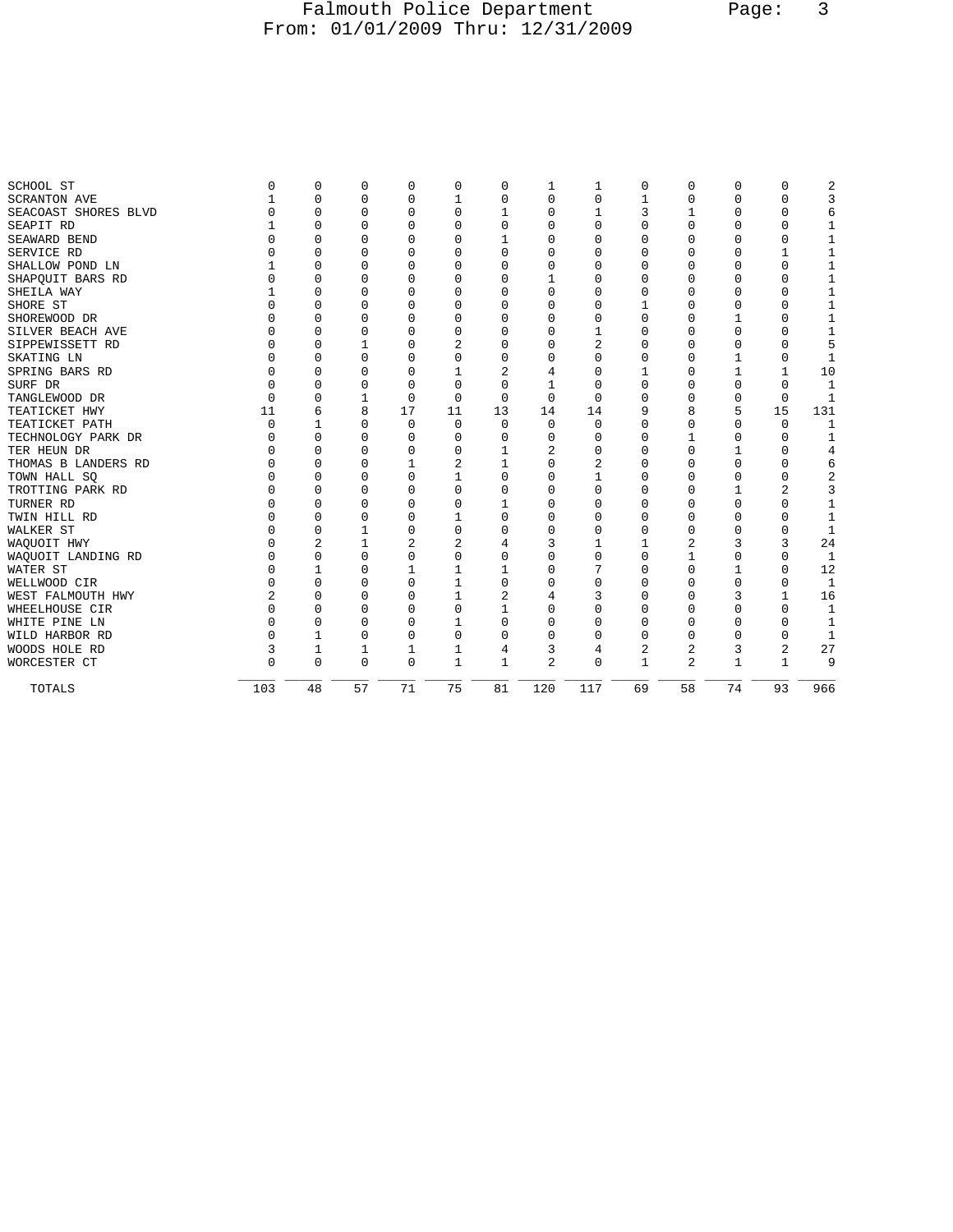| | | | | | | | | | | | | | |
|---|---|---|---|---|---|---|---|---|---|---|---|---|---|
| SCHOOL ST | 0 | 0 | 0 | 0 | 0 | 0 | 1 | 1 | 0 | 0 | 0 | 0 | 2 |
| SCRANTON AVE | 1 | 0 | 0 | 0 | 1 | 0 | 0 | 0 | 1 | 0 | 0 | 0 | 3 |
| SEACOAST SHORES BLVD | 0 | 0 | 0 | 0 | 0 | 1 | 0 | 1 | 3 | 1 | 0 | 0 | 6 |
| SEAPIT RD | 1 | 0 | 0 | 0 | 0 | 0 | 0 | 0 | 0 | 0 | 0 | 0 | 1 |
| SEAWARD BEND | 0 | 0 | 0 | 0 | 0 | 1 | 0 | 0 | 0 | 0 | 0 | 0 | 1 |
| SERVICE RD | 0 | 0 | 0 | 0 | 0 | 0 | 0 | 0 | 0 | 0 | 0 | 1 | 1 |
| SHALLOW POND LN | 1 | 0 | 0 | 0 | 0 | 0 | 0 | 0 | 0 | 0 | 0 | 0 | 1 |
| SHAPQUIT BARS RD | 0 | 0 | 0 | 0 | 0 | 0 | 1 | 0 | 0 | 0 | 0 | 0 | 1 |
| SHEILA WAY | 1 | 0 | 0 | 0 | 0 | 0 | 0 | 0 | 0 | 0 | 0 | 0 | 1 |
| SHORE ST | 0 | 0 | 0 | 0 | 0 | 0 | 0 | 0 | 1 | 0 | 0 | 0 | 1 |
| SHOREWOOD DR | 0 | 0 | 0 | 0 | 0 | 0 | 0 | 0 | 0 | 0 | 1 | 0 | 1 |
| SILVER BEACH AVE | 0 | 0 | 0 | 0 | 0 | 0 | 0 | 1 | 0 | 0 | 0 | 0 | 1 |
| SIPPEWISSETT RD | 0 | 0 | 1 | 0 | 2 | 0 | 0 | 2 | 0 | 0 | 0 | 0 | 5 |
| SKATING LN | 0 | 0 | 0 | 0 | 0 | 0 | 0 | 0 | 0 | 0 | 1 | 0 | 1 |
| SPRING BARS RD | 0 | 0 | 0 | 0 | 1 | 2 | 4 | 0 | 1 | 0 | 1 | 1 | 10 |
| SURF DR | 0 | 0 | 0 | 0 | 0 | 0 | 1 | 0 | 0 | 0 | 0 | 0 | 1 |
| TANGLEWOOD DR | 0 | 0 | 1 | 0 | 0 | 0 | 0 | 0 | 0 | 0 | 0 | 0 | 1 |
| TEATICKET HWY | 11 | 6 | 8 | 17 | 11 | 13 | 14 | 14 | 9 | 8 | 5 | 15 | 131 |
| TEATICKET PATH | 0 | 1 | 0 | 0 | 0 | 0 | 0 | 0 | 0 | 0 | 0 | 0 | 1 |
| TECHNOLOGY PARK DR | 0 | 0 | 0 | 0 | 0 | 0 | 0 | 0 | 0 | 1 | 0 | 0 | 1 |
| TER HEUN DR | 0 | 0 | 0 | 0 | 0 | 1 | 2 | 0 | 0 | 0 | 1 | 0 | 4 |
| THOMAS B LANDERS RD | 0 | 0 | 0 | 1 | 2 | 1 | 0 | 2 | 0 | 0 | 0 | 0 | 6 |
| TOWN HALL SQ | 0 | 0 | 0 | 0 | 1 | 0 | 0 | 1 | 0 | 0 | 0 | 0 | 2 |
| TROTTING PARK RD | 0 | 0 | 0 | 0 | 0 | 0 | 0 | 0 | 0 | 0 | 1 | 2 | 3 |
| TURNER RD | 0 | 0 | 0 | 0 | 0 | 1 | 0 | 0 | 0 | 0 | 0 | 0 | 1 |
| TWIN HILL RD | 0 | 0 | 0 | 0 | 1 | 0 | 0 | 0 | 0 | 0 | 0 | 0 | 1 |
| WALKER ST | 0 | 0 | 1 | 0 | 0 | 0 | 0 | 0 | 0 | 0 | 0 | 0 | 1 |
| WAQUOIT HWY | 0 | 2 | 1 | 2 | 2 | 4 | 3 | 1 | 1 | 2 | 3 | 3 | 24 |
| WAQUOIT LANDING RD | 0 | 0 | 0 | 0 | 0 | 0 | 0 | 0 | 0 | 1 | 0 | 0 | 1 |
| WATER ST | 0 | 1 | 0 | 1 | 1 | 1 | 0 | 7 | 0 | 0 | 1 | 0 | 12 |
| WELLWOOD CIR | 0 | 0 | 0 | 0 | 1 | 0 | 0 | 0 | 0 | 0 | 0 | 0 | 1 |
| WEST FALMOUTH HWY | 2 | 0 | 0 | 0 | 1 | 2 | 4 | 3 | 0 | 0 | 3 | 1 | 16 |
| WHEELHOUSE CIR | 0 | 0 | 0 | 0 | 0 | 1 | 0 | 0 | 0 | 0 | 0 | 0 | 1 |
| WHITE PINE LN | 0 | 0 | 0 | 0 | 1 | 0 | 0 | 0 | 0 | 0 | 0 | 0 | 1 |
| WILD HARBOR RD | 0 | 1 | 0 | 0 | 0 | 0 | 0 | 0 | 0 | 0 | 0 | 0 | 1 |
| WOODS HOLE RD | 3 | 1 | 1 | 1 | 1 | 4 | 3 | 4 | 2 | 2 | 3 | 2 | 27 |
| WORCESTER CT | 0 | 0 | 0 | 0 | 1 | 1 | 2 | 0 | 1 | 2 | 1 | 1 | 9 |
| TOTALS | 103 | 48 | 57 | 71 | 75 | 81 | 120 | 117 | 69 | 58 | 74 | 93 | 966 |